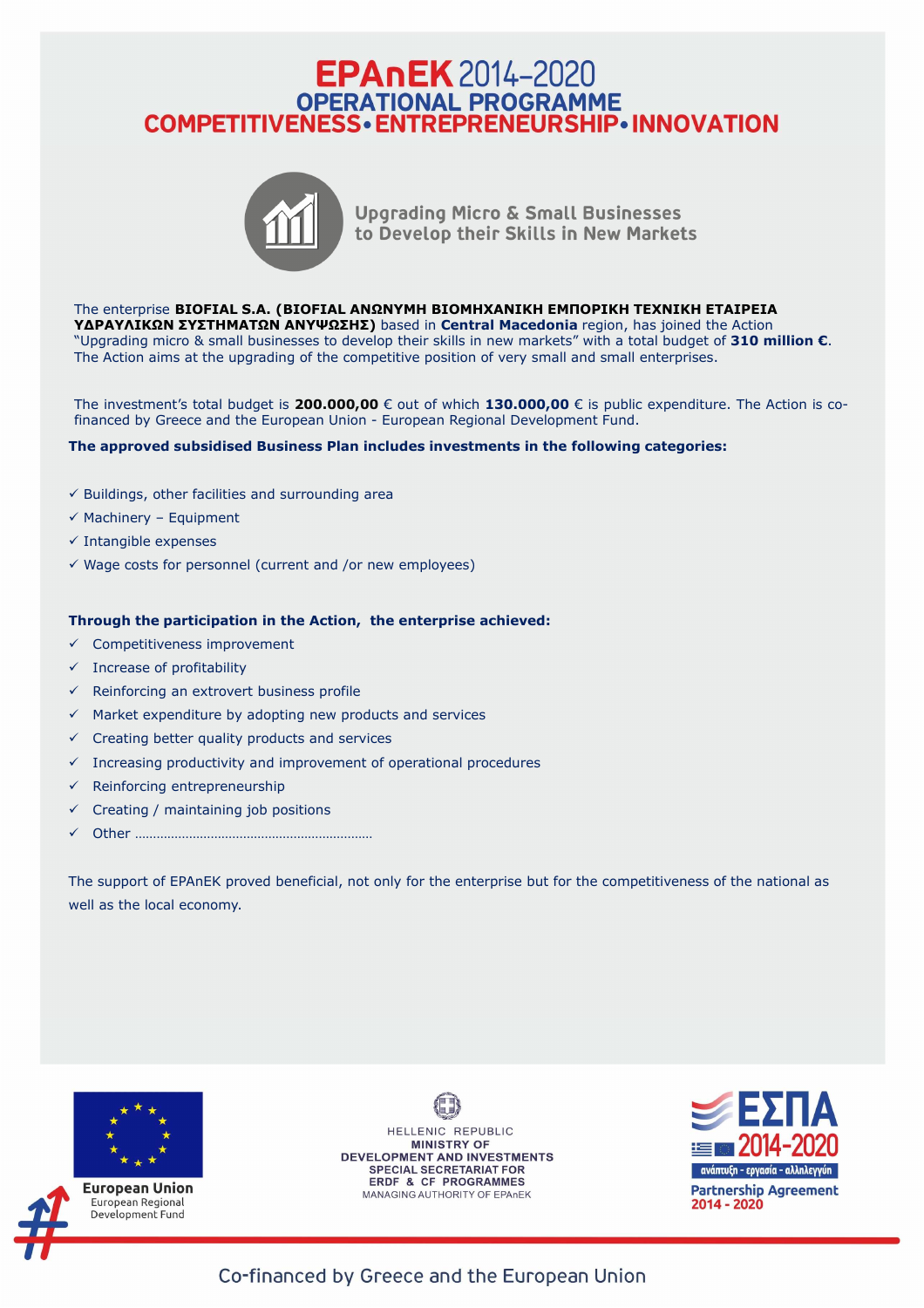# EPAnEK 2014-2020

## OPERATIONAL PROGRAMME

## COMPETITIVENESS • ENTREPRENEURSHIP • INNOVATION

### Upgrading Micro & Small Businesses to Develop their Skills in New Markets

The enterprise **BIOFIAL S.A. (BIOFIAL ΑΝΩΝΥΜΗ ΒΙΟΜΗΧΑΝΙΚΗ ΕΜΠΟΡΙΚΗ ΤΕΧΝΙΚΗ ΕΤΑΙΡΕΙΑ ΥΔΡΑΥΛΙΚΩΝ ΣΥΣΤΗΜΑΤΩΝ ΑΝΥΨΩΣΗΣ)** based in **Central Macedonia** region, has joined the Action "Upgrading micro & small businesses to develop their skills in new markets" with a total budget of **310 million €**. The Action aims at the upgrading of the competitive position of very small and small enterprises.

The investment's total budget is **200.000,00** € out of which **130.000,00** € is public expenditure. The Action is co-financed by Greece and the European Union - European Regional Development Fund.

**The approved subsidised Business Plan includes investments in the following categories:**

- ✓ Buildings, other facilities and surrounding area
- ✓ Machinery – Equipment
- ✓ Intangible expenses
- ✓ Wage costs for personnel (current and /or new employees)

**Through the participation in the Action, the enterprise achieved:**

- ✓ Competitiveness improvement
- ✓ Increase of profitability
- ✓ Reinforcing an extrovert business profile
- ✓ Market expenditure by adopting new products and services
- ✓ Creating better quality products and services
- ✓ Increasing productivity and improvement of operational procedures
- ✓ Reinforcing entrepreneurship
- ✓ Creating / maintaining job positions
- ✓ Other ………………………………………………………

The support of EPAnEK proved beneficial, not only for the enterprise but for the competitiveness of the national as well as the local economy.

European Union
European Regional Development Fund

HELLENIC REPUBLIC
MINISTRY OF DEVELOPMENT AND INVESTMENTS
SPECIAL SECRETARIAT FOR ERDF & CF PROGRAMMES
MANAGING AUTHORITY OF EPAnEK

ΕΣΠΑ 2014-2020
ανάπτυξη - εργασία - αλληλεγγύη
Partnership Agreement 2014 - 2020

Co-financed by Greece and the European Union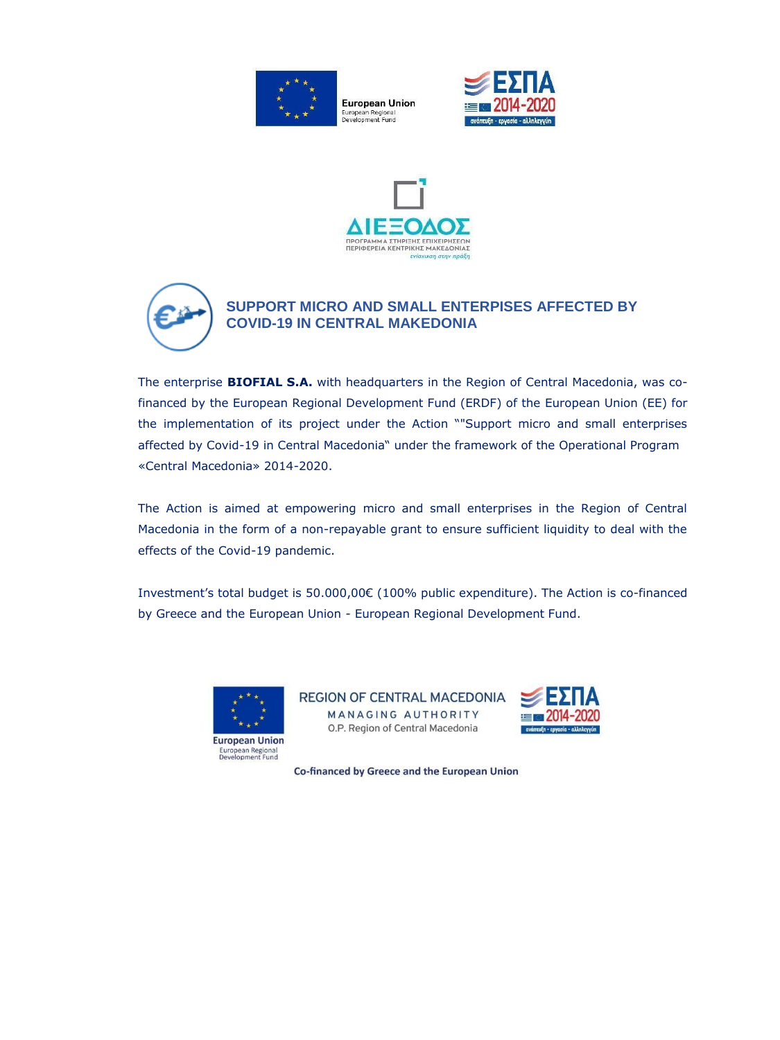European Union
European Regional Development Fund

ΕΣΠΑ 2014-2020
ανάπτυξη - εργασία - αλληλεγγύη

ΔΙΕΞΟΔΟΣ
ΠΡΟΓΡΑΜΜΑ ΣΤΗΡΙΞΗΣ ΕΠΙΧΕΙΡΗΣΕΩΝ
ΠΕΡΙΦΕΡΕΙΑ ΚΕΝΤΡΙΚΗΣ ΜΑΚΕΔΟΝΙΑΣ
ενίσχυση στην πράξη

## SUPPORT MICRO AND SMALL ENTERPISES AFFECTED BY COVID-19 IN CENTRAL MAKEDONIA

The enterprise **BIOFIAL S.A.** with headquarters in the Region of Central Macedonia, was co-financed by the European Regional Development Fund (ERDF) of the European Union (EE) for the implementation of its project under the Action ""Support micro and small enterprises affected by Covid-19 in Central Macedonia" under the framework of the Operational Program «Central Macedonia» 2014-2020.

The Action is aimed at empowering micro and small enterprises in the Region of Central Macedonia in the form of a non-repayable grant to ensure sufficient liquidity to deal with the effects of the Covid-19 pandemic.

Investment's total budget is 50.000,00€ (100% public expenditure). The Action is co-financed by Greece and the European Union - European Regional Development Fund.

European Union
European Regional Development Fund

REGION OF CENTRAL MACEDONIA
MANAGING AUTHORITY
O.P. Region of Central Macedonia

ΕΣΠΑ 2014-2020
ανάπτυξη - εργασία - αλληλεγγύη

Co-financed by Greece and the European Union